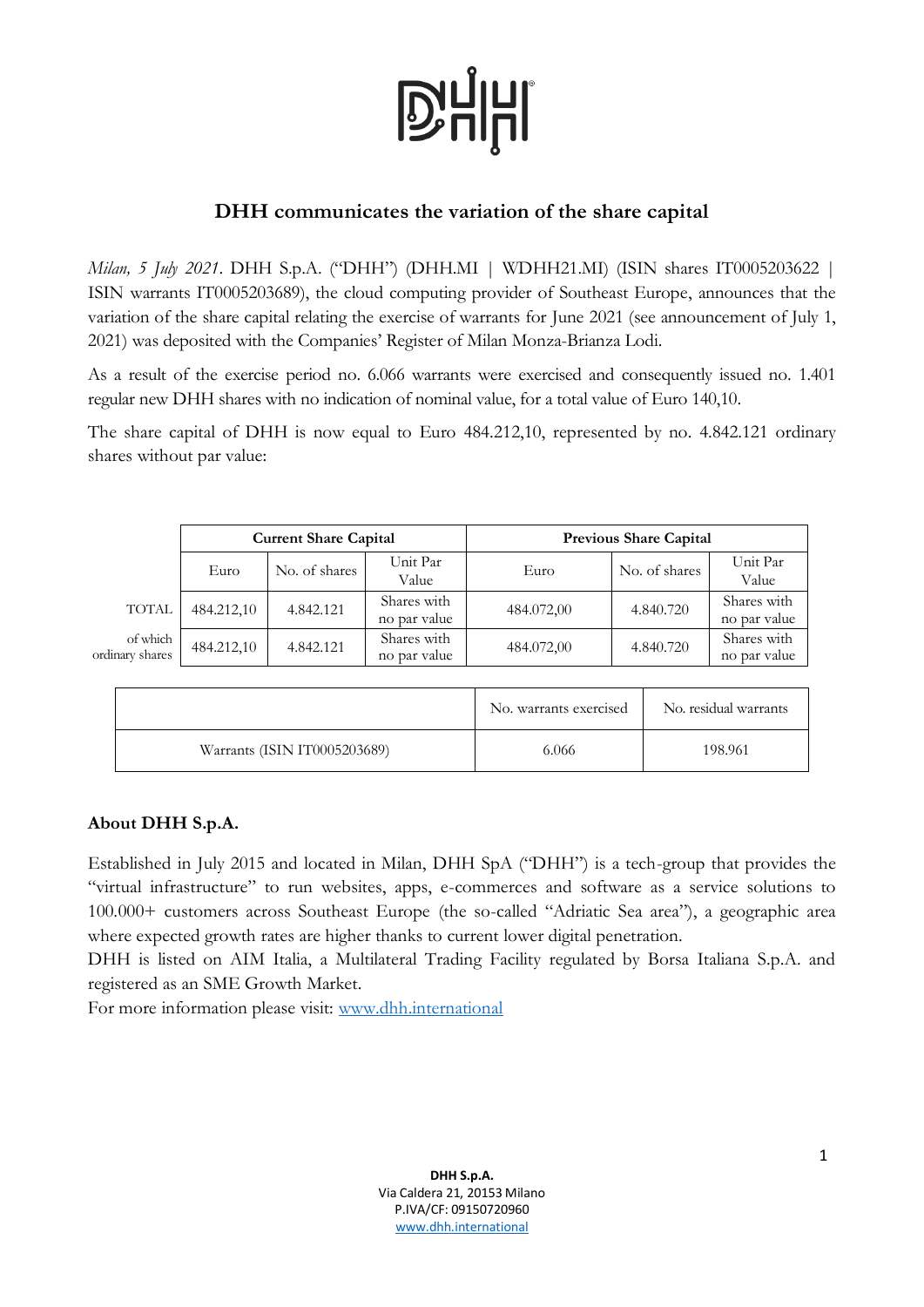## DHH communicates the variation of the share capital

*Milan, 5 July 2021*. DHH S.p.A. ("DHH") (DHH.MI | WDHH21.MI) (ISIN shares IT0005203622 | ISIN warrants IT0005203689), the cloud computing provider of Southeast Europe, announces that the variation of the share capital relating the exercise of warrants for June 2021 (see announcement of July 1, 2021) was deposited with the Companies' Register of Milan Monza-Brianza Lodi.

As a result of the exercise period no. 6.066 warrants were exercised and consequently issued no. 1.401 regular new DHH shares with no indication of nominal value, for a total value of Euro 140,10.

The share capital of DHH is now equal to Euro 484.212,10, represented by no. 4.842.121 ordinary shares without par value:

| | Current Share Capital | | | Previous Share Capital | | |
|---|---|---|---|---|---|---|
| | Euro | No. of shares | Unit Par Value | Euro | No. of shares | Unit Par Value |
| TOTAL | 484.212,10 | 4.842.121 | Shares with no par value | 484.072,00 | 4.840.720 | Shares with no par value |
| of which ordinary shares | 484.212,10 | 4.842.121 | Shares with no par value | 484.072,00 | 4.840.720 | Shares with no par value |

| | No. warrants exercised | No. residual warrants |
|---|---|---|
| Warrants (ISIN IT0005203689) | 6.066 | 198.961 |

### About DHH S.p.A.

Established in July 2015 and located in Milan, DHH SpA ("DHH") is a tech-group that provides the "virtual infrastructure" to run websites, apps, e-commerces and software as a service solutions to 100.000+ customers across Southeast Europe (the so-called "Adriatic Sea area"), a geographic area where expected growth rates are higher thanks to current lower digital penetration.

DHH is listed on AIM Italia, a Multilateral Trading Facility regulated by Borsa Italiana S.p.A. and registered as an SME Growth Market.

For more information please visit: [www.dhh.international](www.dhh.international)

**DHH S.p.A.**
Via Caldera 21, 20153 Milano
P.IVA/CF: 09150720960
www.dhh.international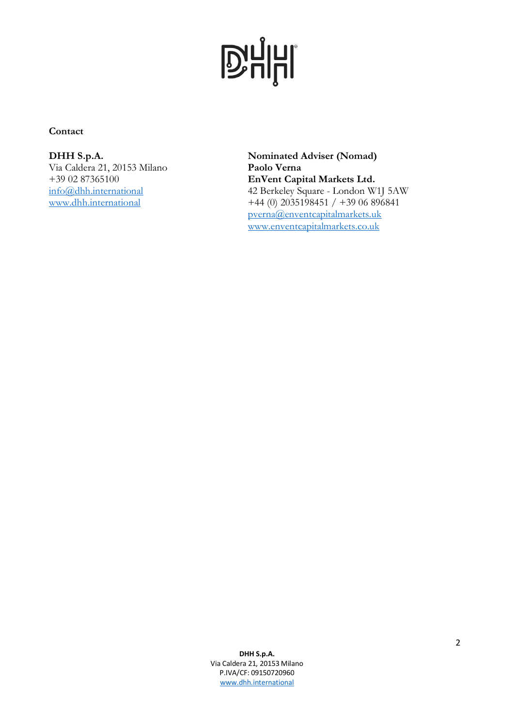**Contact**

**DHH S.p.A.**
Via Caldera 21, 20153 Milano
+39 02 87365100
info@dhh.international
www.dhh.international

**Nominated Adviser (Nomad)**
**Paolo Verna**
**EnVent Capital Markets Ltd.**
42 Berkeley Square - London W1J 5AW
+44 (0) 2035198451 / +39 06 896841
pverna@enventcapitalmarkets.uk
www.enventcapitalmarkets.co.uk